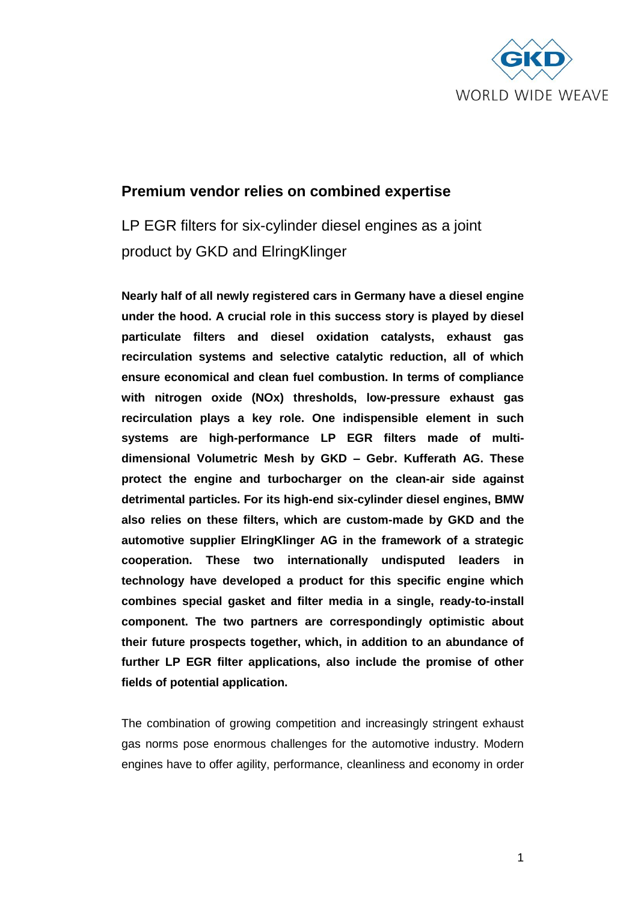## Premium vendor relies on combined expertise

LP EGR filters for six-cylinder diesel engines as a joint product by GKD and ElringKlinger

**Nearly half of all newly registered cars in Germany have a diesel engine under the hood. A crucial role in this success story is played by diesel particulate filters and diesel oxidation catalysts, exhaust gas recirculation systems and selective catalytic reduction, all of which ensure economical and clean fuel combustion. In terms of compliance with nitrogen oxide (NOx) thresholds, low-pressure exhaust gas recirculation plays a key role. One indispensible element in such systems are high-performance LP EGR filters made of multi-dimensional Volumetric Mesh by GKD – Gebr. Kufferath AG. These protect the engine and turbocharger on the clean-air side against detrimental particles. For its high-end six-cylinder diesel engines, BMW also relies on these filters, which are custom-made by GKD and the automotive supplier ElringKlinger AG in the framework of a strategic cooperation. These two internationally undisputed leaders in technology have developed a product for this specific engine which combines special gasket and filter media in a single, ready-to-install component. The two partners are correspondingly optimistic about their future prospects together, which, in addition to an abundance of further LP EGR filter applications, also include the promise of other fields of potential application.**

The combination of growing competition and increasingly stringent exhaust gas norms pose enormous challenges for the automotive industry. Modern engines have to offer agility, performance, cleanliness and economy in order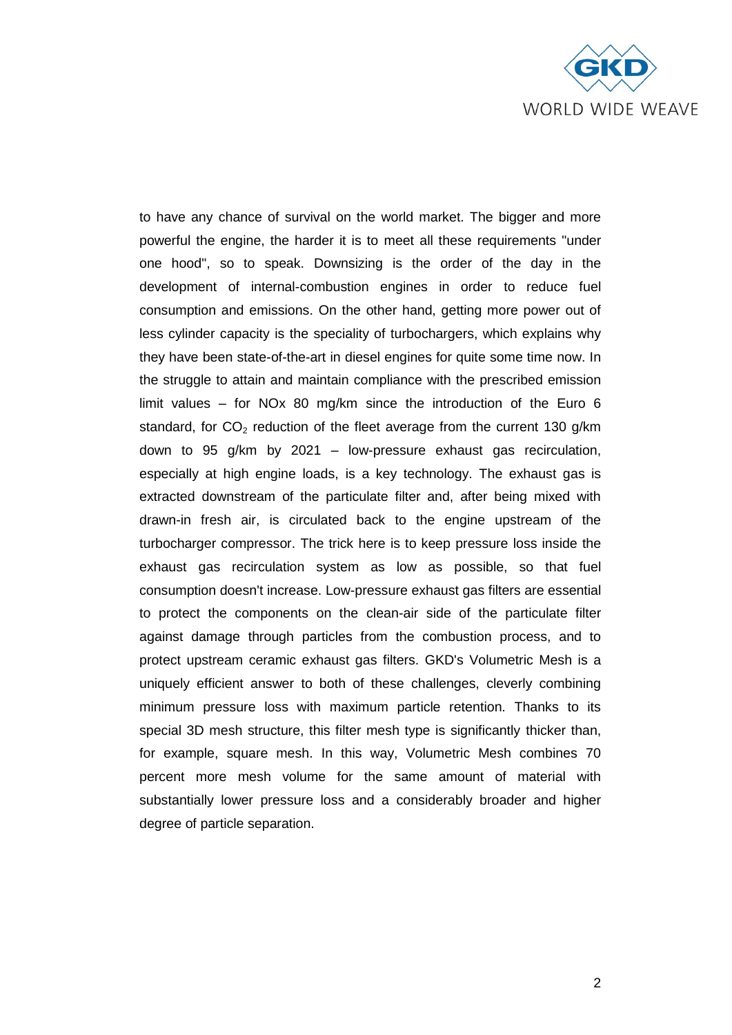to have any chance of survival on the world market. The bigger and more powerful the engine, the harder it is to meet all these requirements "under one hood", so to speak. Downsizing is the order of the day in the development of internal-combustion engines in order to reduce fuel consumption and emissions. On the other hand, getting more power out of less cylinder capacity is the speciality of turbochargers, which explains why they have been state-of-the-art in diesel engines for quite some time now. In the struggle to attain and maintain compliance with the prescribed emission limit values – for NOx 80 mg/km since the introduction of the Euro 6 standard, for $CO_2$ reduction of the fleet average from the current 130 g/km down to 95 g/km by 2021 – low-pressure exhaust gas recirculation, especially at high engine loads, is a key technology. The exhaust gas is extracted downstream of the particulate filter and, after being mixed with drawn-in fresh air, is circulated back to the engine upstream of the turbocharger compressor. The trick here is to keep pressure loss inside the exhaust gas recirculation system as low as possible, so that fuel consumption doesn't increase. Low-pressure exhaust gas filters are essential to protect the components on the clean-air side of the particulate filter against damage through particles from the combustion process, and to protect upstream ceramic exhaust gas filters. GKD's Volumetric Mesh is a uniquely efficient answer to both of these challenges, cleverly combining minimum pressure loss with maximum particle retention. Thanks to its special 3D mesh structure, this filter mesh type is significantly thicker than, for example, square mesh. In this way, Volumetric Mesh combines 70 percent more mesh volume for the same amount of material with substantially lower pressure loss and a considerably broader and higher degree of particle separation.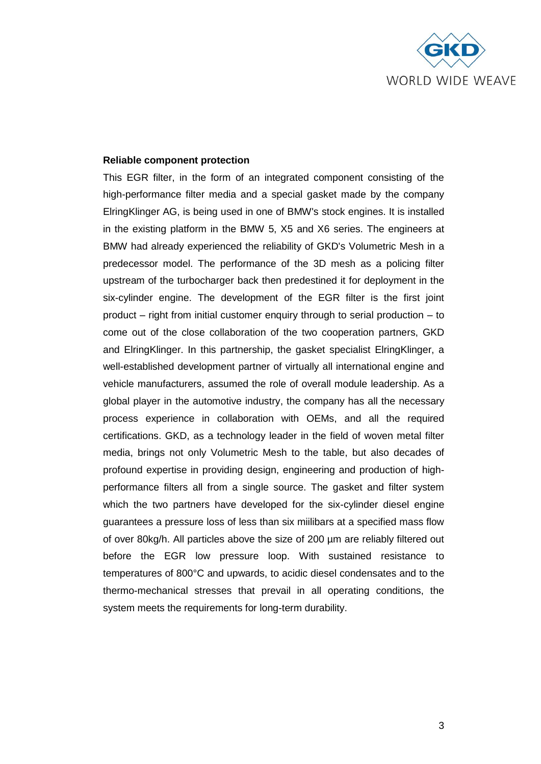**Reliable component protection**

This EGR filter, in the form of an integrated component consisting of the high-performance filter media and a special gasket made by the company ElringKlinger AG, is being used in one of BMW's stock engines. It is installed in the existing platform in the BMW 5, X5 and X6 series. The engineers at BMW had already experienced the reliability of GKD's Volumetric Mesh in a predecessor model. The performance of the 3D mesh as a policing filter upstream of the turbocharger back then predestined it for deployment in the six-cylinder engine. The development of the EGR filter is the first joint product – right from initial customer enquiry through to serial production – to come out of the close collaboration of the two cooperation partners, GKD and ElringKlinger. In this partnership, the gasket specialist ElringKlinger, a well-established development partner of virtually all international engine and vehicle manufacturers, assumed the role of overall module leadership. As a global player in the automotive industry, the company has all the necessary process experience in collaboration with OEMs, and all the required certifications. GKD, as a technology leader in the field of woven metal filter media, brings not only Volumetric Mesh to the table, but also decades of profound expertise in providing design, engineering and production of high-performance filters all from a single source. The gasket and filter system which the two partners have developed for the six-cylinder diesel engine guarantees a pressure loss of less than six miilibars at a specified mass flow of over 80kg/h. All particles above the size of 200 µm are reliably filtered out before the EGR low pressure loop. With sustained resistance to temperatures of 800°C and upwards, to acidic diesel condensates and to the thermo-mechanical stresses that prevail in all operating conditions, the system meets the requirements for long-term durability.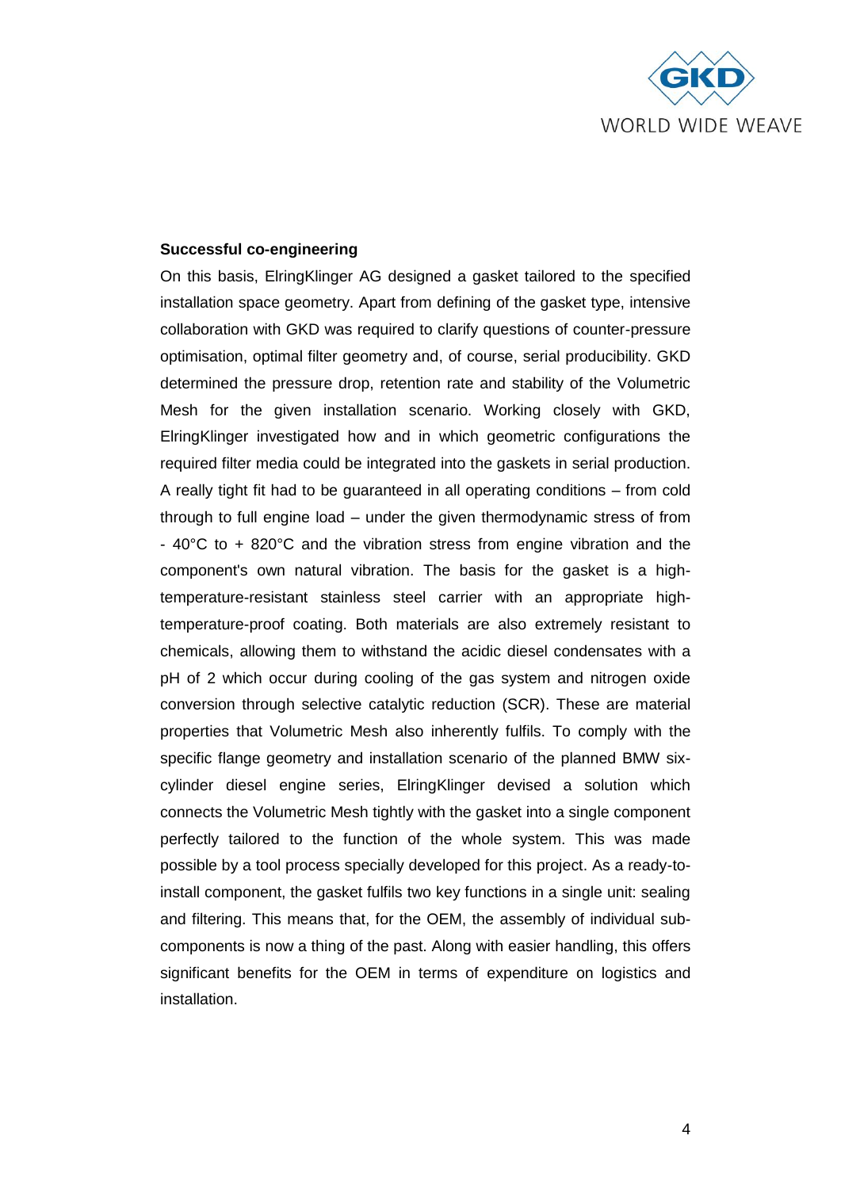**Successful co-engineering**

On this basis, ElringKlinger AG designed a gasket tailored to the specified installation space geometry. Apart from defining of the gasket type, intensive collaboration with GKD was required to clarify questions of counter-pressure optimisation, optimal filter geometry and, of course, serial producibility. GKD determined the pressure drop, retention rate and stability of the Volumetric Mesh for the given installation scenario. Working closely with GKD, ElringKlinger investigated how and in which geometric configurations the required filter media could be integrated into the gaskets in serial production. A really tight fit had to be guaranteed in all operating conditions – from cold through to full engine load – under the given thermodynamic stress of from - 40°C to + 820°C and the vibration stress from engine vibration and the component's own natural vibration. The basis for the gasket is a high-temperature-resistant stainless steel carrier with an appropriate high-temperature-proof coating. Both materials are also extremely resistant to chemicals, allowing them to withstand the acidic diesel condensates with a pH of 2 which occur during cooling of the gas system and nitrogen oxide conversion through selective catalytic reduction (SCR). These are material properties that Volumetric Mesh also inherently fulfils. To comply with the specific flange geometry and installation scenario of the planned BMW six-cylinder diesel engine series, ElringKlinger devised a solution which connects the Volumetric Mesh tightly with the gasket into a single component perfectly tailored to the function of the whole system. This was made possible by a tool process specially developed for this project. As a ready-to-install component, the gasket fulfils two key functions in a single unit: sealing and filtering. This means that, for the OEM, the assembly of individual sub-components is now a thing of the past. Along with easier handling, this offers significant benefits for the OEM in terms of expenditure on logistics and installation.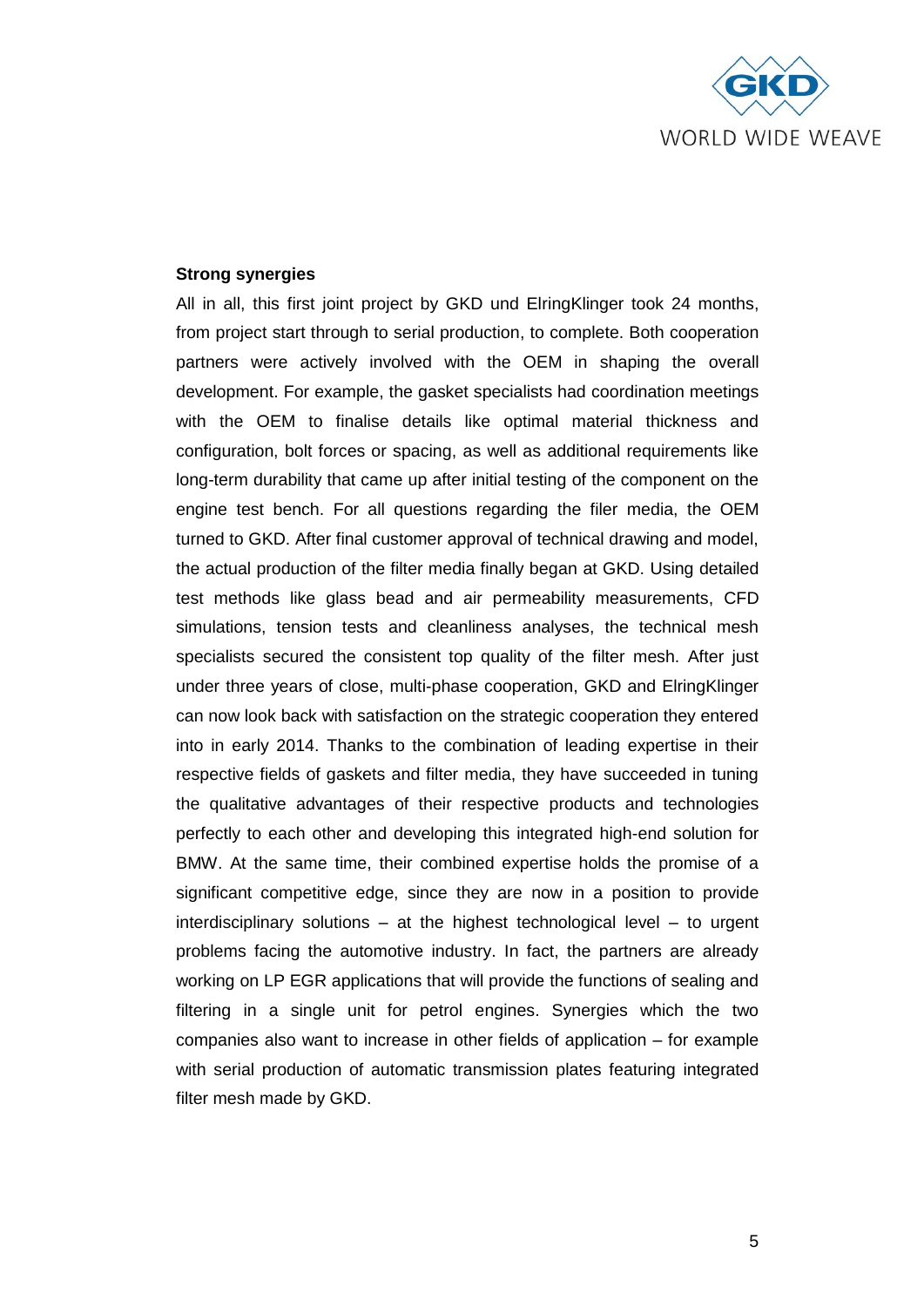**Strong synergies**

All in all, this first joint project by GKD und ElringKlinger took 24 months, from project start through to serial production, to complete. Both cooperation partners were actively involved with the OEM in shaping the overall development. For example, the gasket specialists had coordination meetings with the OEM to finalise details like optimal material thickness and configuration, bolt forces or spacing, as well as additional requirements like long-term durability that came up after initial testing of the component on the engine test bench. For all questions regarding the filer media, the OEM turned to GKD. After final customer approval of technical drawing and model, the actual production of the filter media finally began at GKD. Using detailed test methods like glass bead and air permeability measurements, CFD simulations, tension tests and cleanliness analyses, the technical mesh specialists secured the consistent top quality of the filter mesh. After just under three years of close, multi-phase cooperation, GKD and ElringKlinger can now look back with satisfaction on the strategic cooperation they entered into in early 2014. Thanks to the combination of leading expertise in their respective fields of gaskets and filter media, they have succeeded in tuning the qualitative advantages of their respective products and technologies perfectly to each other and developing this integrated high-end solution for BMW. At the same time, their combined expertise holds the promise of a significant competitive edge, since they are now in a position to provide interdisciplinary solutions – at the highest technological level – to urgent problems facing the automotive industry. In fact, the partners are already working on LP EGR applications that will provide the functions of sealing and filtering in a single unit for petrol engines. Synergies which the two companies also want to increase in other fields of application – for example with serial production of automatic transmission plates featuring integrated filter mesh made by GKD.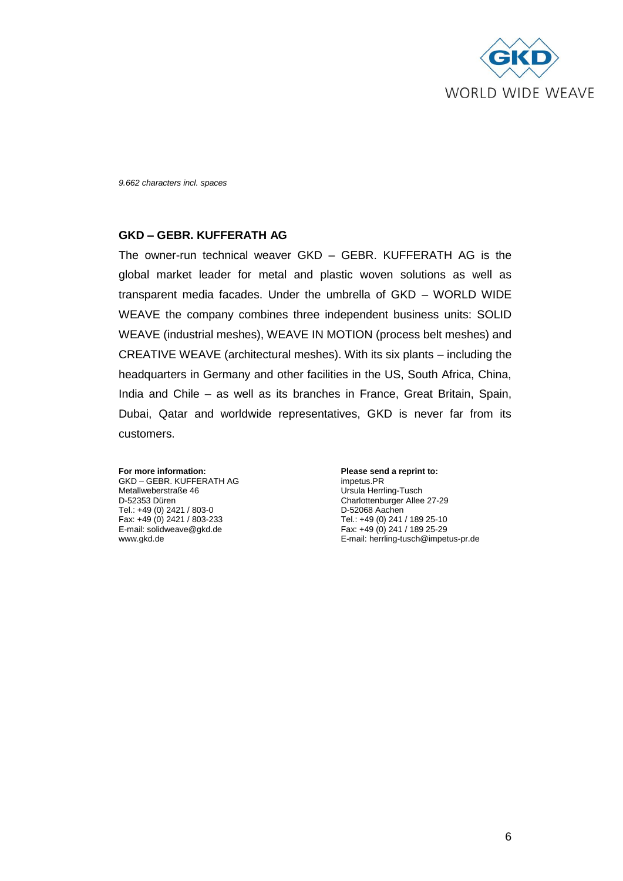*9.662 characters incl. spaces*

**GKD – GEBR. KUFFERATH AG**

The owner-run technical weaver GKD – GEBR. KUFFERATH AG is the global market leader for metal and plastic woven solutions as well as transparent media facades. Under the umbrella of GKD – WORLD WIDE WEAVE the company combines three independent business units: SOLID WEAVE (industrial meshes), WEAVE IN MOTION (process belt meshes) and CREATIVE WEAVE (architectural meshes). With its six plants – including the headquarters in Germany and other facilities in the US, South Africa, China, India and Chile – as well as its branches in France, Great Britain, Spain, Dubai, Qatar and worldwide representatives, GKD is never far from its customers.

**For more information:**
GKD – GEBR. KUFFERATH AG
Metallweberstraße 46
D-52353 Düren
Tel.: +49 (0) 2421 / 803-0
Fax: +49 (0) 2421 / 803-233
E-mail: solidweave@gkd.de
www.gkd.de

**Please send a reprint to:**
impetus.PR
Ursula Herrling-Tusch
Charlottenburger Allee 27-29
D-52068 Aachen
Tel.: +49 (0) 241 / 189 25-10
Fax: +49 (0) 241 / 189 25-29
E-mail: herrling-tusch@impetus-pr.de